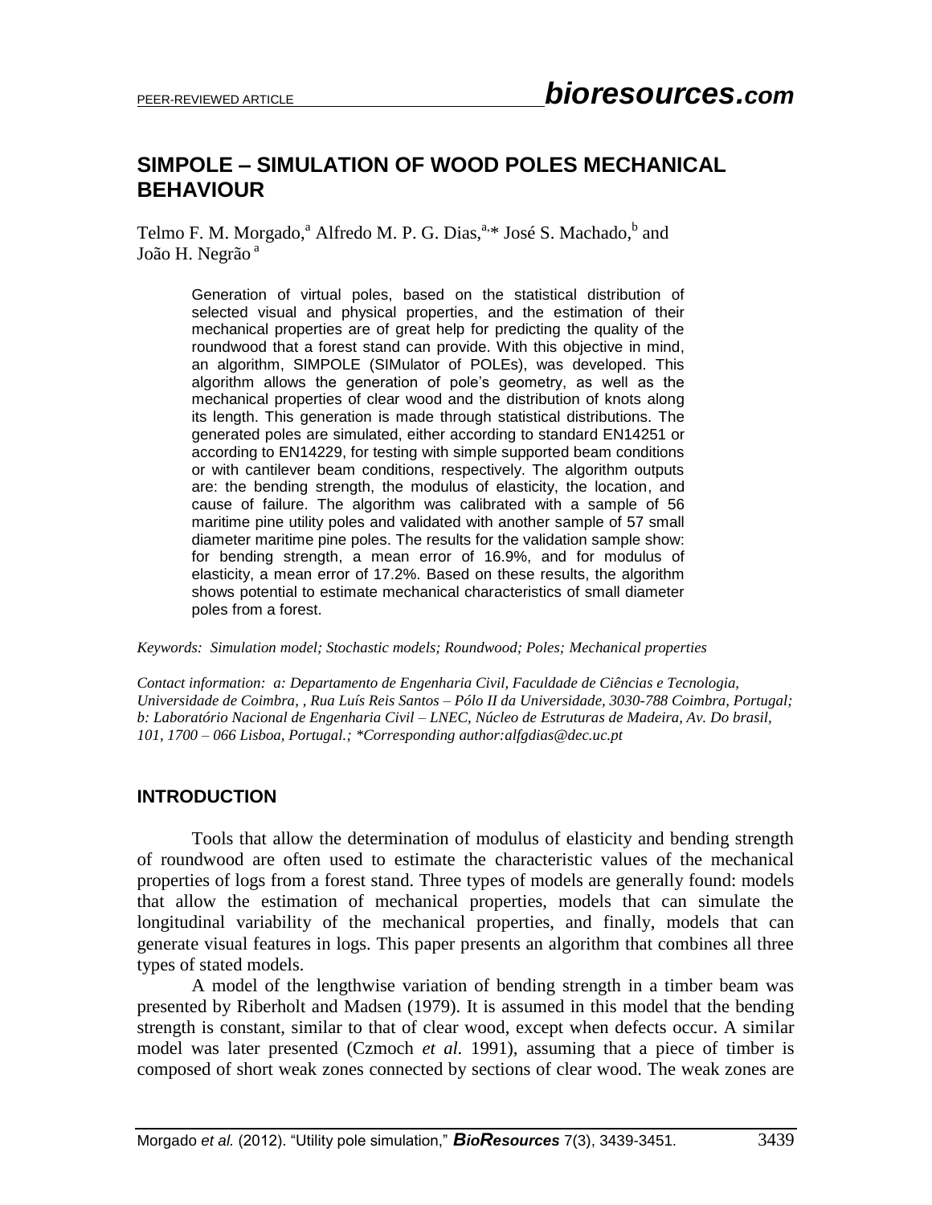# SIMPOLE – SIMULATION OF WOOD POLES MECHANICAL BEHAVIOUR

Telmo F. M. Morgado,[a] Alfredo M. P. G. Dias,[a,*] José S. Machado,[b] and João H. Negrão[a]

Generation of virtual poles, based on the statistical distribution of selected visual and physical properties, and the estimation of their mechanical properties are of great help for predicting the quality of the roundwood that a forest stand can provide. With this objective in mind, an algorithm, SIMPOLE (SIMulator of POLEs), was developed. This algorithm allows the generation of pole's geometry, as well as the mechanical properties of clear wood and the distribution of knots along its length. This generation is made through statistical distributions. The generated poles are simulated, either according to standard EN14251 or according to EN14229, for testing with simple supported beam conditions or with cantilever beam conditions, respectively. The algorithm outputs are: the bending strength, the modulus of elasticity, the location, and cause of failure. The algorithm was calibrated with a sample of 56 maritime pine utility poles and validated with another sample of 57 small diameter maritime pine poles. The results for the validation sample show: for bending strength, a mean error of 16.9%, and for modulus of elasticity, a mean error of 17.2%. Based on these results, the algorithm shows potential to estimate mechanical characteristics of small diameter poles from a forest.

*Keywords: Simulation model; Stochastic models; Roundwood; Poles; Mechanical properties*

*Contact information: a: Departamento de Engenharia Civil, Faculdade de Ciências e Tecnologia, Universidade de Coimbra, , Rua Luís Reis Santos – Pólo II da Universidade, 3030-788 Coimbra, Portugal; b: Laboratório Nacional de Engenharia Civil – LNEC, Núcleo de Estruturas de Madeira, Av. Do brasil, 101, 1700 – 066 Lisboa, Portugal.; *Corresponding author:alfgdias@dec.uc.pt*

## INTRODUCTION

Tools that allow the determination of modulus of elasticity and bending strength of roundwood are often used to estimate the characteristic values of the mechanical properties of logs from a forest stand. Three types of models are generally found: models that allow the estimation of mechanical properties, models that can simulate the longitudinal variability of the mechanical properties, and finally, models that can generate visual features in logs. This paper presents an algorithm that combines all three types of stated models.

A model of the lengthwise variation of bending strength in a timber beam was presented by Riberholt and Madsen (1979). It is assumed in this model that the bending strength is constant, similar to that of clear wood, except when defects occur. A similar model was later presented (Czmoch *et al.* 1991), assuming that a piece of timber is composed of short weak zones connected by sections of clear wood. The weak zones are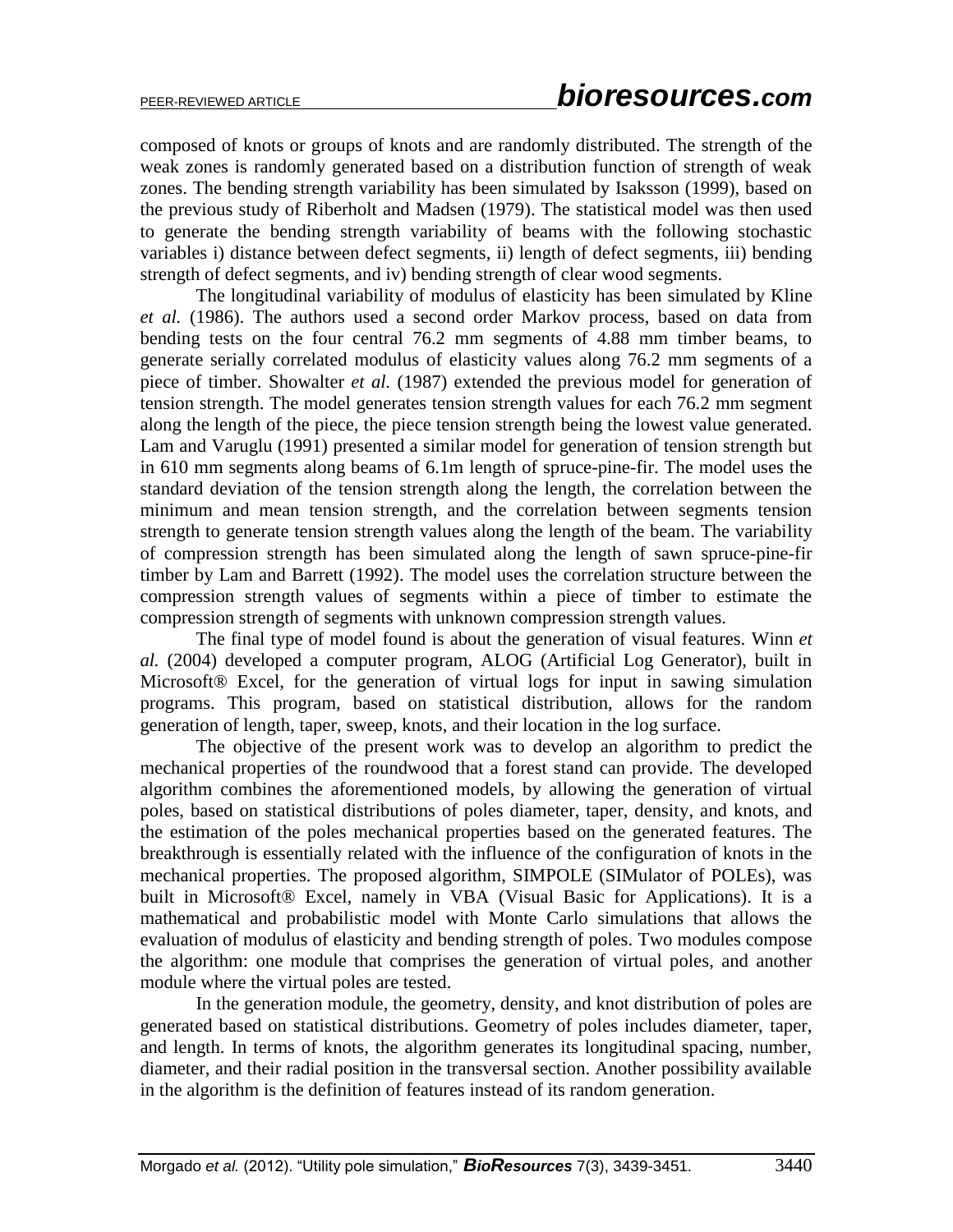composed of knots or groups of knots and are randomly distributed. The strength of the weak zones is randomly generated based on a distribution function of strength of weak zones. The bending strength variability has been simulated by Isaksson (1999), based on the previous study of Riberholt and Madsen (1979). The statistical model was then used to generate the bending strength variability of beams with the following stochastic variables i) distance between defect segments, ii) length of defect segments, iii) bending strength of defect segments, and iv) bending strength of clear wood segments.

The longitudinal variability of modulus of elasticity has been simulated by Kline *et al.* (1986). The authors used a second order Markov process, based on data from bending tests on the four central 76.2 mm segments of 4.88 mm timber beams, to generate serially correlated modulus of elasticity values along 76.2 mm segments of a piece of timber. Showalter *et al.* (1987) extended the previous model for generation of tension strength. The model generates tension strength values for each 76.2 mm segment along the length of the piece, the piece tension strength being the lowest value generated. Lam and Varuglu (1991) presented a similar model for generation of tension strength but in 610 mm segments along beams of 6.1m length of spruce-pine-fir. The model uses the standard deviation of the tension strength along the length, the correlation between the minimum and mean tension strength, and the correlation between segments tension strength to generate tension strength values along the length of the beam. The variability of compression strength has been simulated along the length of sawn spruce-pine-fir timber by Lam and Barrett (1992). The model uses the correlation structure between the compression strength values of segments within a piece of timber to estimate the compression strength of segments with unknown compression strength values.

The final type of model found is about the generation of visual features. Winn *et al.* (2004) developed a computer program, ALOG (Artificial Log Generator), built in Microsoft® Excel, for the generation of virtual logs for input in sawing simulation programs. This program, based on statistical distribution, allows for the random generation of length, taper, sweep, knots, and their location in the log surface.

The objective of the present work was to develop an algorithm to predict the mechanical properties of the roundwood that a forest stand can provide. The developed algorithm combines the aforementioned models, by allowing the generation of virtual poles, based on statistical distributions of poles diameter, taper, density, and knots, and the estimation of the poles mechanical properties based on the generated features. The breakthrough is essentially related with the influence of the configuration of knots in the mechanical properties. The proposed algorithm, SIMPOLE (SIMulator of POLEs), was built in Microsoft® Excel, namely in VBA (Visual Basic for Applications). It is a mathematical and probabilistic model with Monte Carlo simulations that allows the evaluation of modulus of elasticity and bending strength of poles. Two modules compose the algorithm: one module that comprises the generation of virtual poles, and another module where the virtual poles are tested.

In the generation module, the geometry, density, and knot distribution of poles are generated based on statistical distributions. Geometry of poles includes diameter, taper, and length. In terms of knots, the algorithm generates its longitudinal spacing, number, diameter, and their radial position in the transversal section. Another possibility available in the algorithm is the definition of features instead of its random generation.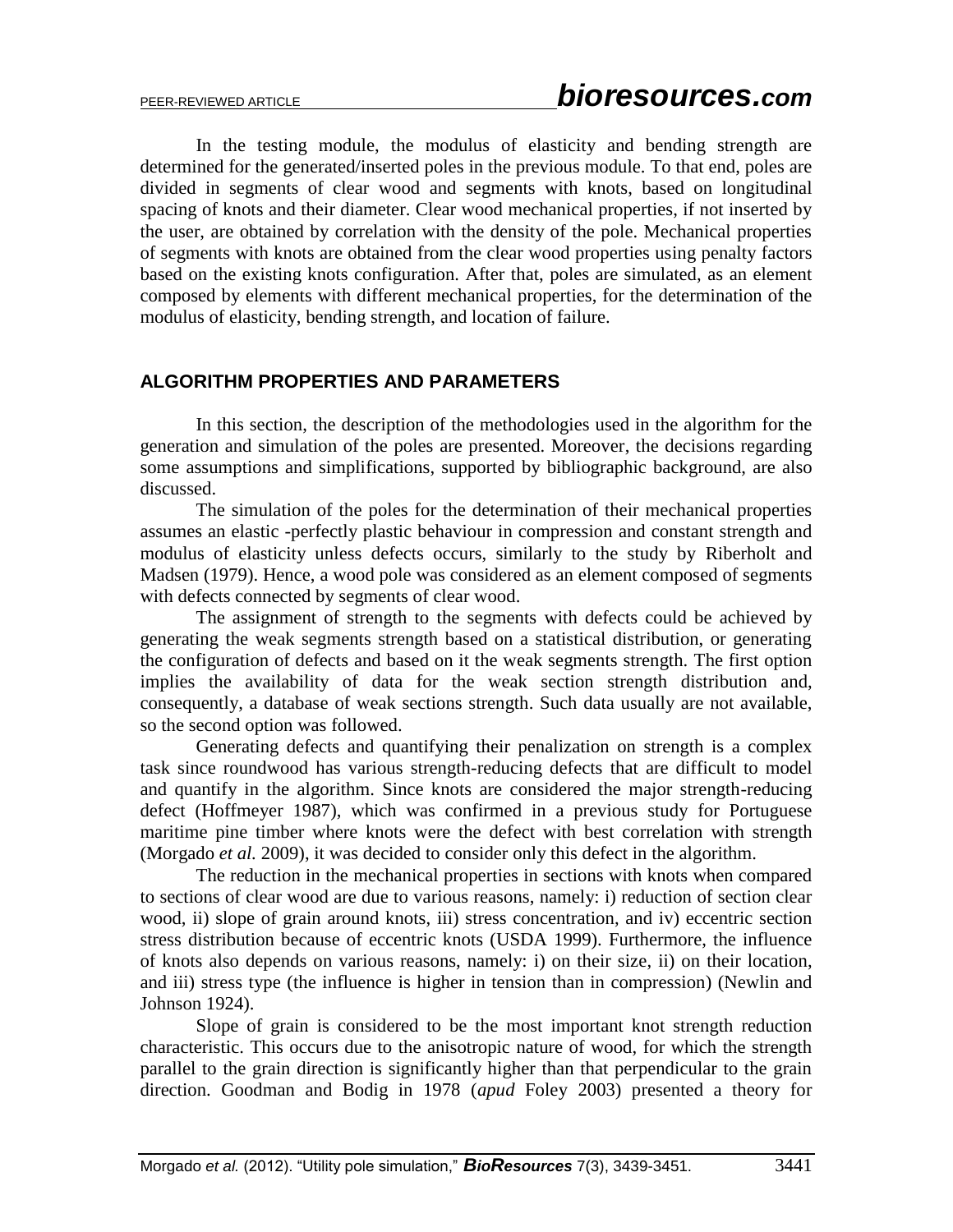In the testing module, the modulus of elasticity and bending strength are determined for the generated/inserted poles in the previous module. To that end, poles are divided in segments of clear wood and segments with knots, based on longitudinal spacing of knots and their diameter. Clear wood mechanical properties, if not inserted by the user, are obtained by correlation with the density of the pole. Mechanical properties of segments with knots are obtained from the clear wood properties using penalty factors based on the existing knots configuration. After that, poles are simulated, as an element composed by elements with different mechanical properties, for the determination of the modulus of elasticity, bending strength, and location of failure.

## ALGORITHM PROPERTIES AND PARAMETERS

In this section, the description of the methodologies used in the algorithm for the generation and simulation of the poles are presented. Moreover, the decisions regarding some assumptions and simplifications, supported by bibliographic background, are also discussed.

The simulation of the poles for the determination of their mechanical properties assumes an elastic -perfectly plastic behaviour in compression and constant strength and modulus of elasticity unless defects occurs, similarly to the study by Riberholt and Madsen (1979). Hence, a wood pole was considered as an element composed of segments with defects connected by segments of clear wood.

The assignment of strength to the segments with defects could be achieved by generating the weak segments strength based on a statistical distribution, or generating the configuration of defects and based on it the weak segments strength. The first option implies the availability of data for the weak section strength distribution and, consequently, a database of weak sections strength. Such data usually are not available, so the second option was followed.

Generating defects and quantifying their penalization on strength is a complex task since roundwood has various strength-reducing defects that are difficult to model and quantify in the algorithm. Since knots are considered the major strength-reducing defect (Hoffmeyer 1987), which was confirmed in a previous study for Portuguese maritime pine timber where knots were the defect with best correlation with strength (Morgado *et al.* 2009), it was decided to consider only this defect in the algorithm.

The reduction in the mechanical properties in sections with knots when compared to sections of clear wood are due to various reasons, namely: i) reduction of section clear wood, ii) slope of grain around knots, iii) stress concentration, and iv) eccentric section stress distribution because of eccentric knots (USDA 1999). Furthermore, the influence of knots also depends on various reasons, namely: i) on their size, ii) on their location, and iii) stress type (the influence is higher in tension than in compression) (Newlin and Johnson 1924).

Slope of grain is considered to be the most important knot strength reduction characteristic. This occurs due to the anisotropic nature of wood, for which the strength parallel to the grain direction is significantly higher than that perpendicular to the grain direction. Goodman and Bodig in 1978 (*apud* Foley 2003) presented a theory for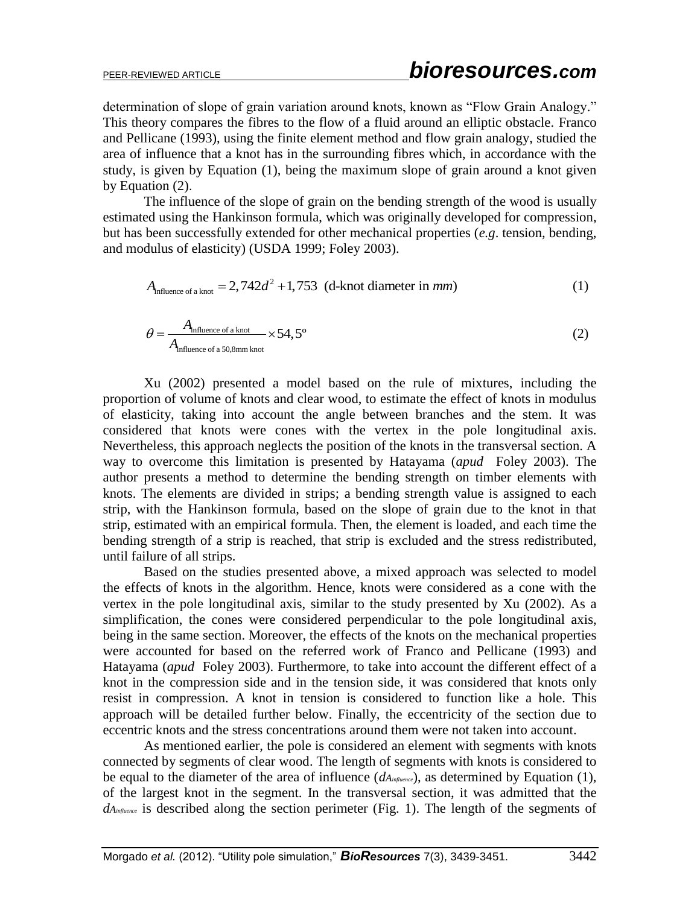determination of slope of grain variation around knots, known as "Flow Grain Analogy." This theory compares the fibres to the flow of a fluid around an elliptic obstacle. Franco and Pellicane (1993), using the finite element method and flow grain analogy, studied the area of influence that a knot has in the surrounding fibres which, in accordance with the study, is given by Equation (1), being the maximum slope of grain around a knot given by Equation (2).

The influence of the slope of grain on the bending strength of the wood is usually estimated using the Hankinson formula, which was originally developed for compression, but has been successfully extended for other mechanical properties (*e.g*. tension, bending, and modulus of elasticity) (USDA 1999; Foley 2003).

$$A_{\text{influence of a knot}} = 2{,}742d^2 + 1{,}753 \text{ (d-knot diameter in } mm\text{)} \tag{1}$$

$$\theta = \frac{A_{\text{influence of a knot}}}{A_{\text{influence of a 50,8mm knot}}} \times 54{,}5^{\circ} \tag{2}$$

Xu (2002) presented a model based on the rule of mixtures, including the proportion of volume of knots and clear wood, to estimate the effect of knots in modulus of elasticity, taking into account the angle between branches and the stem. It was considered that knots were cones with the vertex in the pole longitudinal axis. Nevertheless, this approach neglects the position of the knots in the transversal section. A way to overcome this limitation is presented by Hatayama (*apud* Foley 2003). The author presents a method to determine the bending strength on timber elements with knots. The elements are divided in strips; a bending strength value is assigned to each strip, with the Hankinson formula, based on the slope of grain due to the knot in that strip, estimated with an empirical formula. Then, the element is loaded, and each time the bending strength of a strip is reached, that strip is excluded and the stress redistributed, until failure of all strips.

Based on the studies presented above, a mixed approach was selected to model the effects of knots in the algorithm. Hence, knots were considered as a cone with the vertex in the pole longitudinal axis, similar to the study presented by Xu (2002). As a simplification, the cones were considered perpendicular to the pole longitudinal axis, being in the same section. Moreover, the effects of the knots on the mechanical properties were accounted for based on the referred work of Franco and Pellicane (1993) and Hatayama (*apud* Foley 2003). Furthermore, to take into account the different effect of a knot in the compression side and in the tension side, it was considered that knots only resist in compression. A knot in tension is considered to function like a hole. This approach will be detailed further below. Finally, the eccentricity of the section due to eccentric knots and the stress concentrations around them were not taken into account.

As mentioned earlier, the pole is considered an element with segments with knots connected by segments of clear wood. The length of segments with knots is considered to be equal to the diameter of the area of influence ($dA_{influence}$), as determined by Equation (1), of the largest knot in the segment. In the transversal section, it was admitted that the $dA_{influence}$ is described along the section perimeter (Fig. 1). The length of the segments of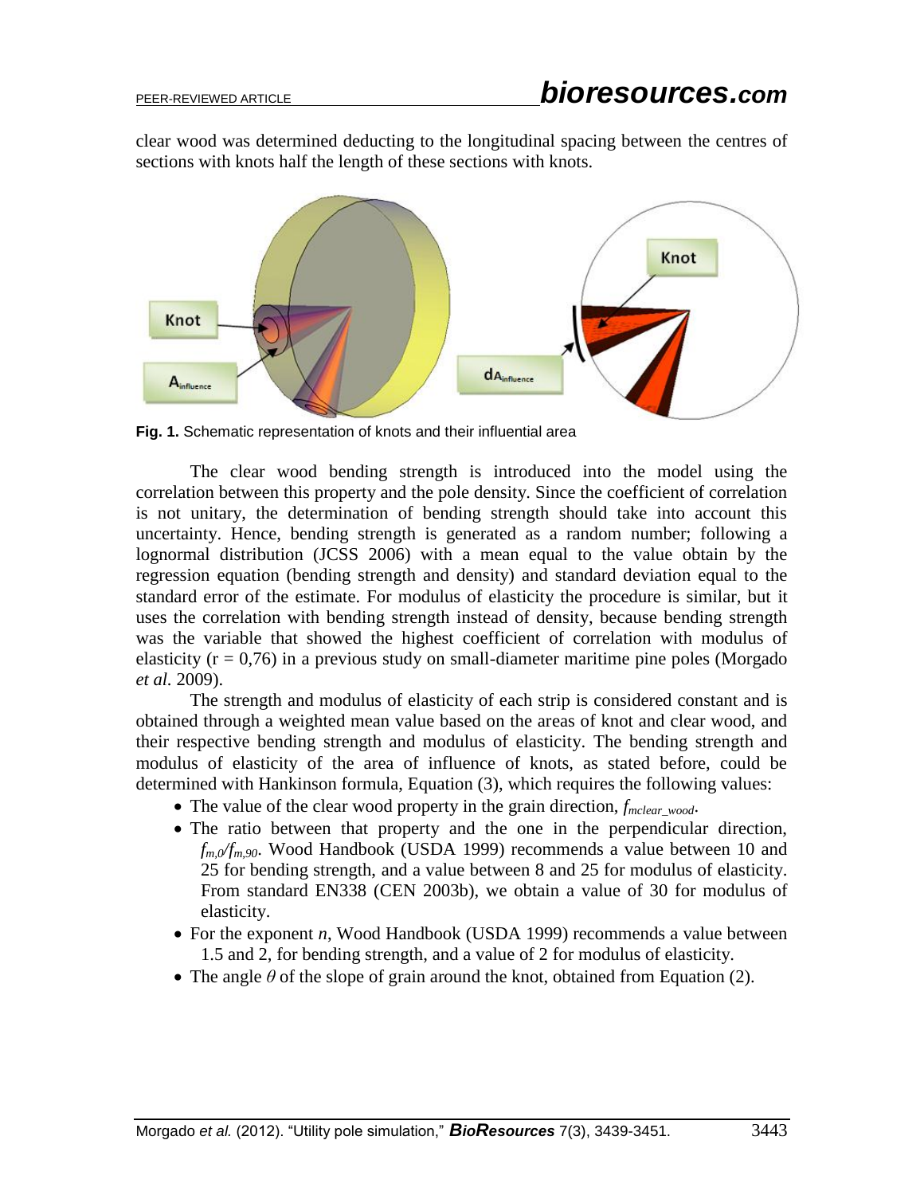clear wood was determined deducting to the longitudinal spacing between the centres of sections with knots half the length of these sections with knots.

**Fig. 1.** Schematic representation of knots and their influential area

The clear wood bending strength is introduced into the model using the correlation between this property and the pole density. Since the coefficient of correlation is not unitary, the determination of bending strength should take into account this uncertainty. Hence, bending strength is generated as a random number; following a lognormal distribution (JCSS 2006) with a mean equal to the value obtain by the regression equation (bending strength and density) and standard deviation equal to the standard error of the estimate. For modulus of elasticity the procedure is similar, but it uses the correlation with bending strength instead of density, because bending strength was the variable that showed the highest coefficient of correlation with modulus of elasticity ($r = 0{,}76$) in a previous study on small-diameter maritime pine poles (Morgado *et al.* 2009).

The strength and modulus of elasticity of each strip is considered constant and is obtained through a weighted mean value based on the areas of knot and clear wood, and their respective bending strength and modulus of elasticity. The bending strength and modulus of elasticity of the area of influence of knots, as stated before, could be determined with Hankinson formula, Equation (3), which requires the following values:

- The value of the clear wood property in the grain direction, $f_{mclear\_wood}$.
- The ratio between that property and the one in the perpendicular direction, $f_{m,0}/f_{m,90}$. Wood Handbook (USDA 1999) recommends a value between 10 and 25 for bending strength, and a value between 8 and 25 for modulus of elasticity. From standard EN338 (CEN 2003b), we obtain a value of 30 for modulus of elasticity.
- For the exponent $n$, Wood Handbook (USDA 1999) recommends a value between 1.5 and 2, for bending strength, and a value of 2 for modulus of elasticity.
- The angle $\theta$ of the slope of grain around the knot, obtained from Equation (2).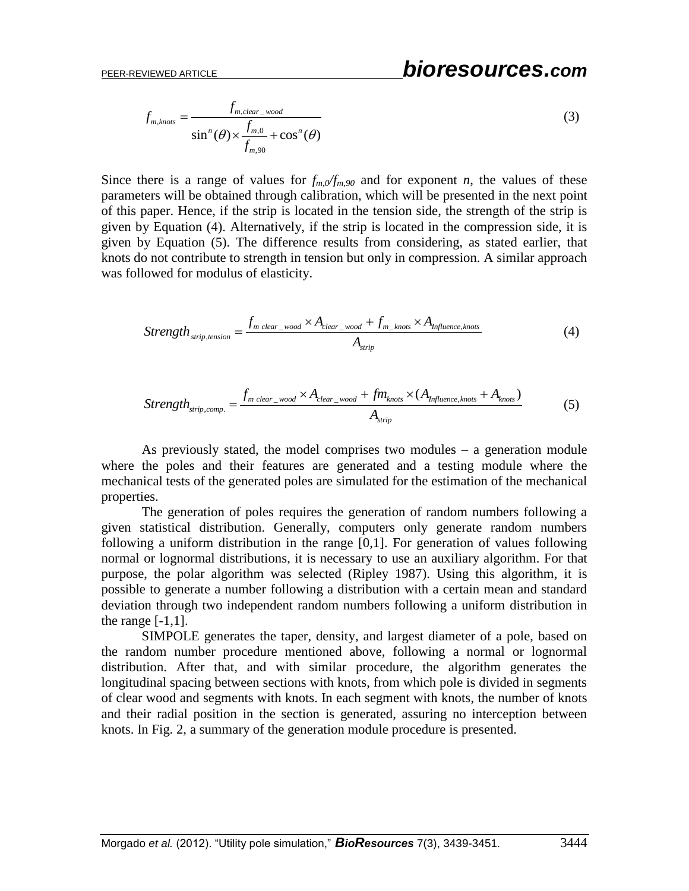$$f_{m,knots} = \frac{f_{m,clear\_wood}}{\sin^n(\theta) \times \frac{f_{m,0}}{f_{m,90}} + \cos^n(\theta)} \tag{3}$$

Since there is a range of values for $f_{m,0}/f_{m,90}$ and for exponent $n$, the values of these parameters will be obtained through calibration, which will be presented in the next point of this paper. Hence, if the strip is located in the tension side, the strength of the strip is given by Equation (4). Alternatively, if the strip is located in the compression side, it is given by Equation (5). The difference results from considering, as stated earlier, that knots do not contribute to strength in tension but only in compression. A similar approach was followed for modulus of elasticity.

$$Strength_{strip,tension} = \frac{f_{m\ clear\_wood} \times A_{clear\_wood} + f_{m\_knots} \times A_{Influence,knots}}{A_{strip}} \tag{4}$$

$$Strength_{strip,comp.} = \frac{f_{m\ clear\_wood} \times A_{clear\_wood} + fm_{knots} \times (A_{Influence,knots} + A_{knots})}{A_{strip}} \tag{5}$$

As previously stated, the model comprises two modules – a generation module where the poles and their features are generated and a testing module where the mechanical tests of the generated poles are simulated for the estimation of the mechanical properties.

The generation of poles requires the generation of random numbers following a given statistical distribution. Generally, computers only generate random numbers following a uniform distribution in the range [0,1]. For generation of values following normal or lognormal distributions, it is necessary to use an auxiliary algorithm. For that purpose, the polar algorithm was selected (Ripley 1987). Using this algorithm, it is possible to generate a number following a distribution with a certain mean and standard deviation through two independent random numbers following a uniform distribution in the range [-1,1].

SIMPOLE generates the taper, density, and largest diameter of a pole, based on the random number procedure mentioned above, following a normal or lognormal distribution. After that, and with similar procedure, the algorithm generates the longitudinal spacing between sections with knots, from which pole is divided in segments of clear wood and segments with knots. In each segment with knots, the number of knots and their radial position in the section is generated, assuring no interception between knots. In Fig. 2, a summary of the generation module procedure is presented.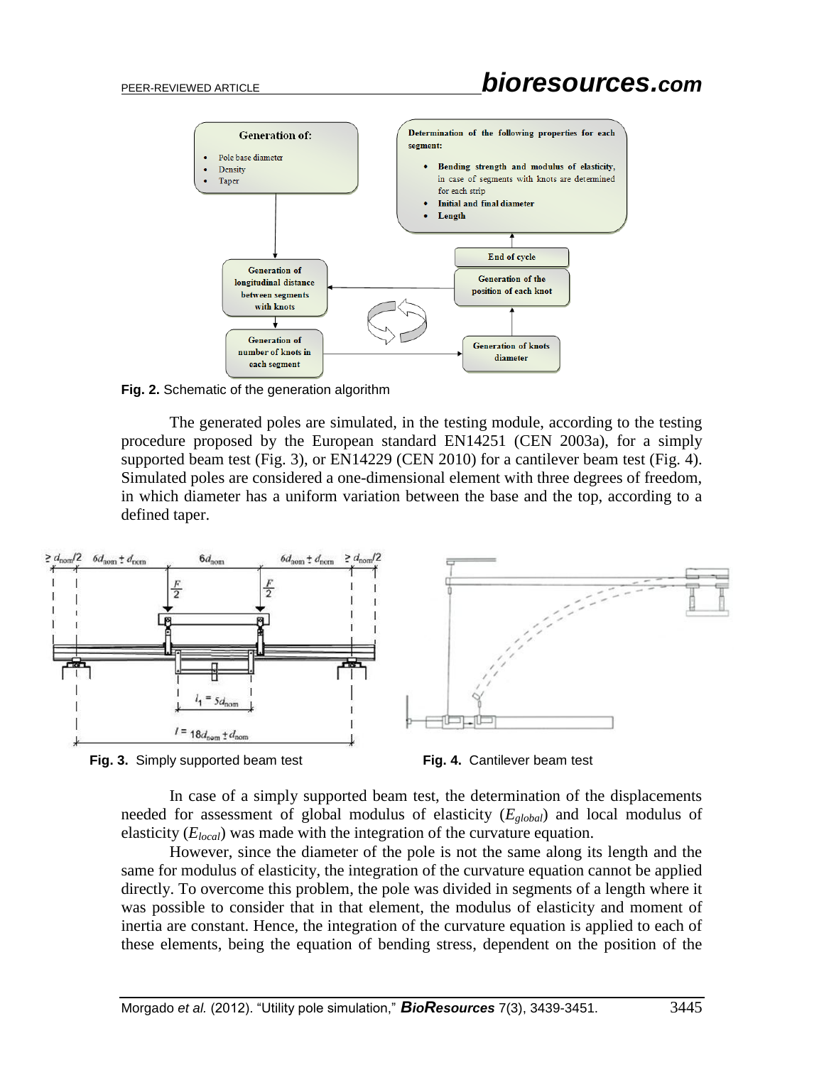Fig. 2. Schematic of the generation algorithm

The generated poles are simulated, in the testing module, according to the testing procedure proposed by the European standard EN14251 (CEN 2003a), for a simply supported beam test (Fig. 3), or EN14229 (CEN 2010) for a cantilever beam test (Fig. 4). Simulated poles are considered a one-dimensional element with three degrees of freedom, in which diameter has a uniform variation between the base and the top, according to a defined taper.

**Fig. 3.** Simply supported beam test

**Fig. 4.** Cantilever beam test

In case of a simply supported beam test, the determination of the displacements needed for assessment of global modulus of elasticity ($E_{global}$) and local modulus of elasticity ($E_{local}$) was made with the integration of the curvature equation.

However, since the diameter of the pole is not the same along its length and the same for modulus of elasticity, the integration of the curvature equation cannot be applied directly. To overcome this problem, the pole was divided in segments of a length where it was possible to consider that in that element, the modulus of elasticity and moment of inertia are constant. Hence, the integration of the curvature equation is applied to each of these elements, being the equation of bending stress, dependent on the position of the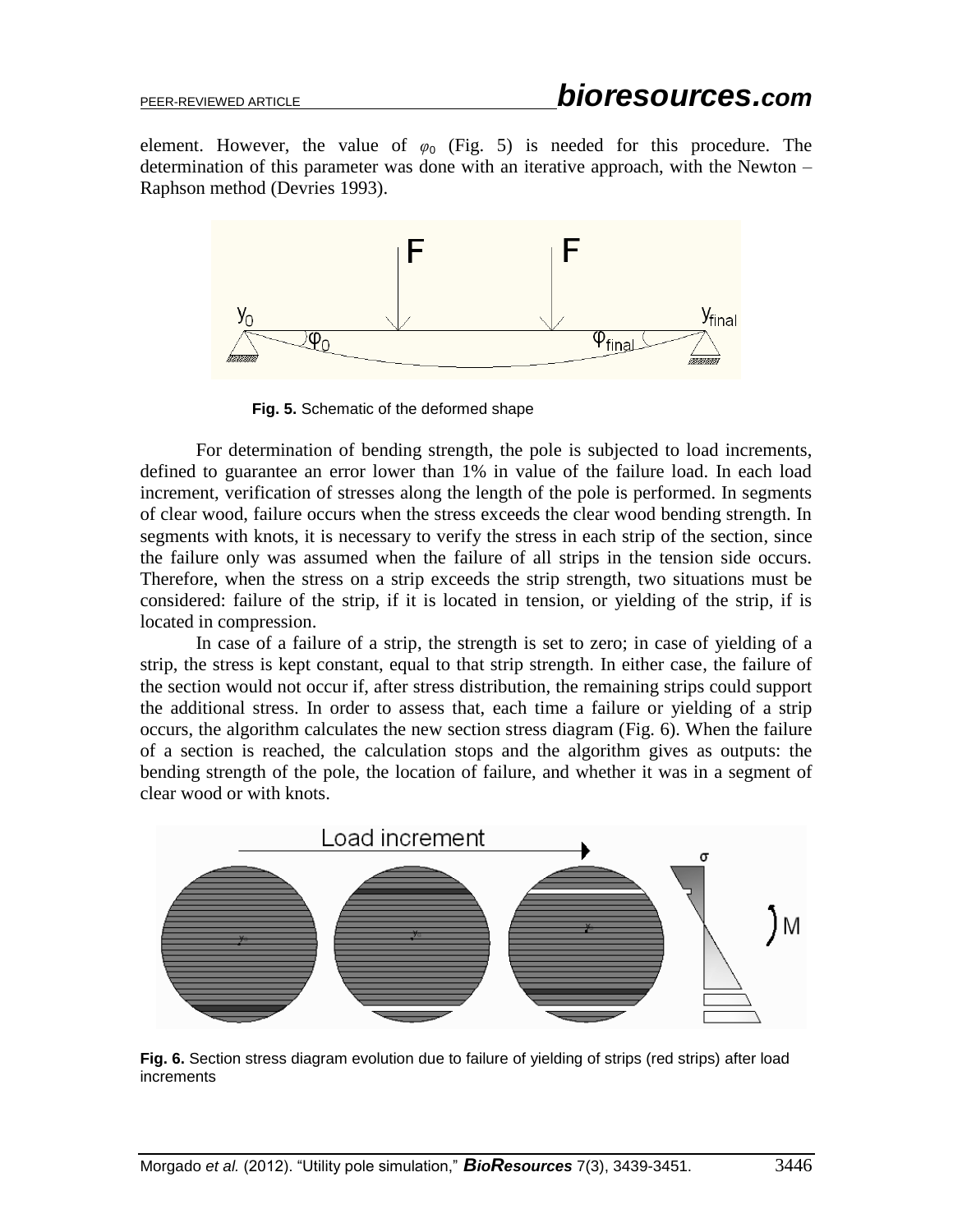element. However, the value of $\varphi_0$ (Fig. 5) is needed for this procedure. The determination of this parameter was done with an iterative approach, with the Newton – Raphson method (Devries 1993).

**Fig. 5.** Schematic of the deformed shape

For determination of bending strength, the pole is subjected to load increments, defined to guarantee an error lower than 1% in value of the failure load. In each load increment, verification of stresses along the length of the pole is performed. In segments of clear wood, failure occurs when the stress exceeds the clear wood bending strength. In segments with knots, it is necessary to verify the stress in each strip of the section, since the failure only was assumed when the failure of all strips in the tension side occurs. Therefore, when the stress on a strip exceeds the strip strength, two situations must be considered: failure of the strip, if it is located in tension, or yielding of the strip, if is located in compression.

In case of a failure of a strip, the strength is set to zero; in case of yielding of a strip, the stress is kept constant, equal to that strip strength. In either case, the failure of the section would not occur if, after stress distribution, the remaining strips could support the additional stress. In order to assess that, each time a failure or yielding of a strip occurs, the algorithm calculates the new section stress diagram (Fig. 6). When the failure of a section is reached, the calculation stops and the algorithm gives as outputs: the bending strength of the pole, the location of failure, and whether it was in a segment of clear wood or with knots.

**Fig. 6.** Section stress diagram evolution due to failure of yielding of strips (red strips) after load increments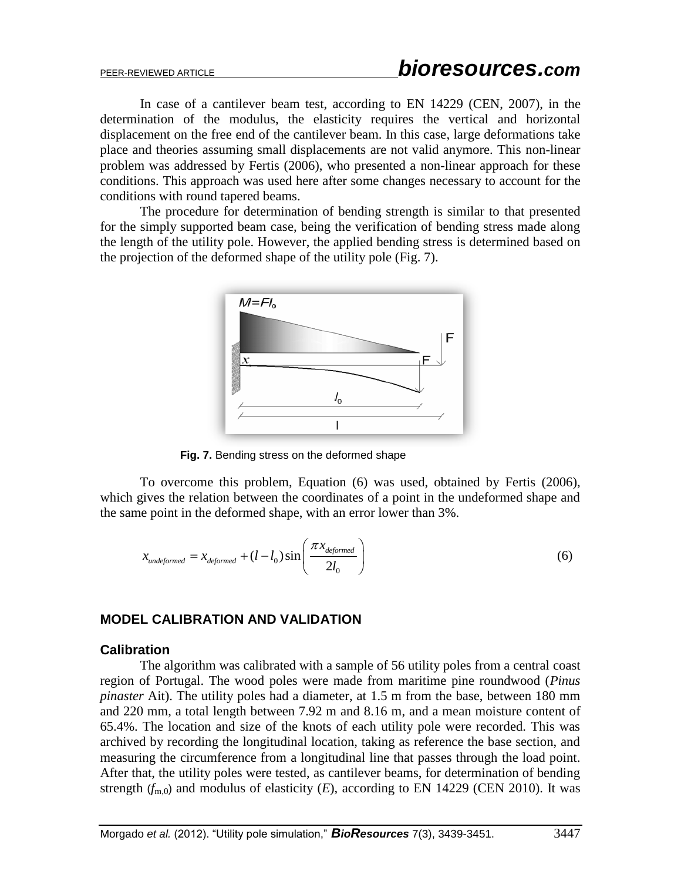In case of a cantilever beam test, according to EN 14229 (CEN, 2007), in the determination of the modulus, the elasticity requires the vertical and horizontal displacement on the free end of the cantilever beam. In this case, large deformations take place and theories assuming small displacements are not valid anymore. This non-linear problem was addressed by Fertis (2006), who presented a non-linear approach for these conditions. This approach was used here after some changes necessary to account for the conditions with round tapered beams.

The procedure for determination of bending strength is similar to that presented for the simply supported beam case, being the verification of bending stress made along the length of the utility pole. However, the applied bending stress is determined based on the projection of the deformed shape of the utility pole (Fig. 7).

**Fig. 7.** Bending stress on the deformed shape

To overcome this problem, Equation (6) was used, obtained by Fertis (2006), which gives the relation between the coordinates of a point in the undeformed shape and the same point in the deformed shape, with an error lower than 3%.

$$x_{undeformed} = x_{deformed} + (l - l_0)\sin\left(\frac{\pi x_{deformed}}{2l_0}\right) \tag{6}$$

## MODEL CALIBRATION AND VALIDATION

### Calibration

The algorithm was calibrated with a sample of 56 utility poles from a central coast region of Portugal. The wood poles were made from maritime pine roundwood (*Pinus pinaster* Ait). The utility poles had a diameter, at 1.5 m from the base, between 180 mm and 220 mm, a total length between 7.92 m and 8.16 m, and a mean moisture content of 65.4%. The location and size of the knots of each utility pole were recorded. This was archived by recording the longitudinal location, taking as reference the base section, and measuring the circumference from a longitudinal line that passes through the load point. After that, the utility poles were tested, as cantilever beams, for determination of bending strength ($f_{m,0}$) and modulus of elasticity ($E$), according to EN 14229 (CEN 2010). It was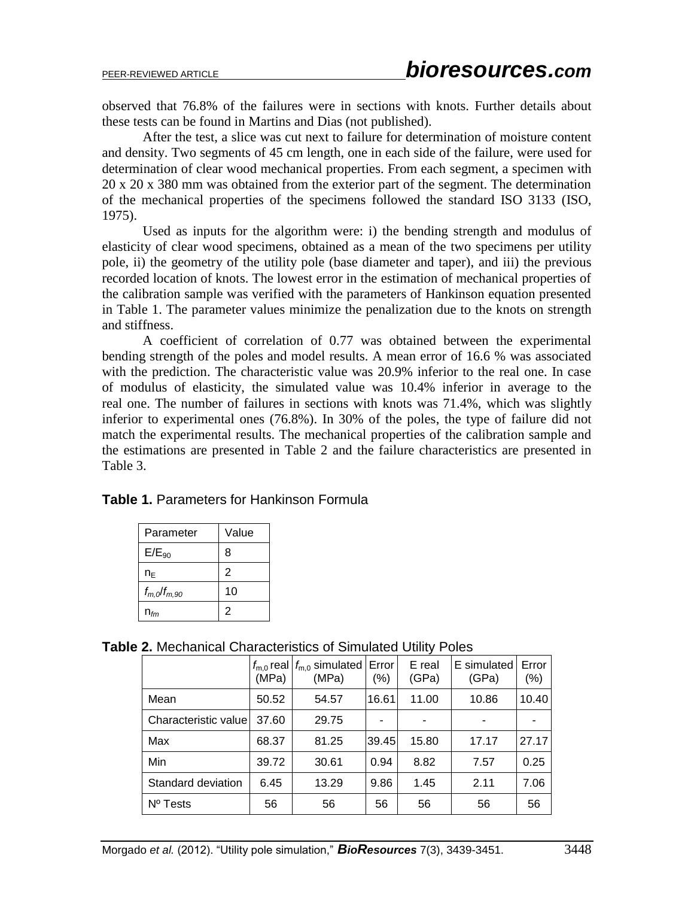observed that 76.8% of the failures were in sections with knots. Further details about these tests can be found in Martins and Dias (not published).

After the test, a slice was cut next to failure for determination of moisture content and density. Two segments of 45 cm length, one in each side of the failure, were used for determination of clear wood mechanical properties. From each segment, a specimen with 20 x 20 x 380 mm was obtained from the exterior part of the segment. The determination of the mechanical properties of the specimens followed the standard ISO 3133 (ISO, 1975).

Used as inputs for the algorithm were: i) the bending strength and modulus of elasticity of clear wood specimens, obtained as a mean of the two specimens per utility pole, ii) the geometry of the utility pole (base diameter and taper), and iii) the previous recorded location of knots. The lowest error in the estimation of mechanical properties of the calibration sample was verified with the parameters of Hankinson equation presented in Table 1. The parameter values minimize the penalization due to the knots on strength and stiffness.

A coefficient of correlation of 0.77 was obtained between the experimental bending strength of the poles and model results. A mean error of 16.6 % was associated with the prediction. The characteristic value was 20.9% inferior to the real one. In case of modulus of elasticity, the simulated value was 10.4% inferior in average to the real one. The number of failures in sections with knots was 71.4%, which was slightly inferior to experimental ones (76.8%). In 30% of the poles, the type of failure did not match the experimental results. The mechanical properties of the calibration sample and the estimations are presented in Table 2 and the failure characteristics are presented in Table 3.

**Table 1.** Parameters for Hankinson Formula

| Parameter | Value |
|---|---|
| $E/E_{90}$ | 8 |
| $n_E$ | 2 |
| $f_{m,0}/f_{m,90}$ | 10 |
| $n_{fm}$ | 2 |

**Table 2.** Mechanical Characteristics of Simulated Utility Poles

| | $f_{m,0}$ real (MPa) | $f_{m,0}$ simulated (MPa) | Error (%) | E real (GPa) | E simulated (GPa) | Error (%) |
|---|---|---|---|---|---|---|
| Mean | 50.52 | 54.57 | 16.61 | 11.00 | 10.86 | 10.40 |
| Characteristic value | 37.60 | 29.75 | - | - | - | - |
| Max | 68.37 | 81.25 | 39.45 | 15.80 | 17.17 | 27.17 |
| Min | 39.72 | 30.61 | 0.94 | 8.82 | 7.57 | 0.25 |
| Standard deviation | 6.45 | 13.29 | 9.86 | 1.45 | 2.11 | 7.06 |
| Nº Tests | 56 | 56 | 56 | 56 | 56 | 56 |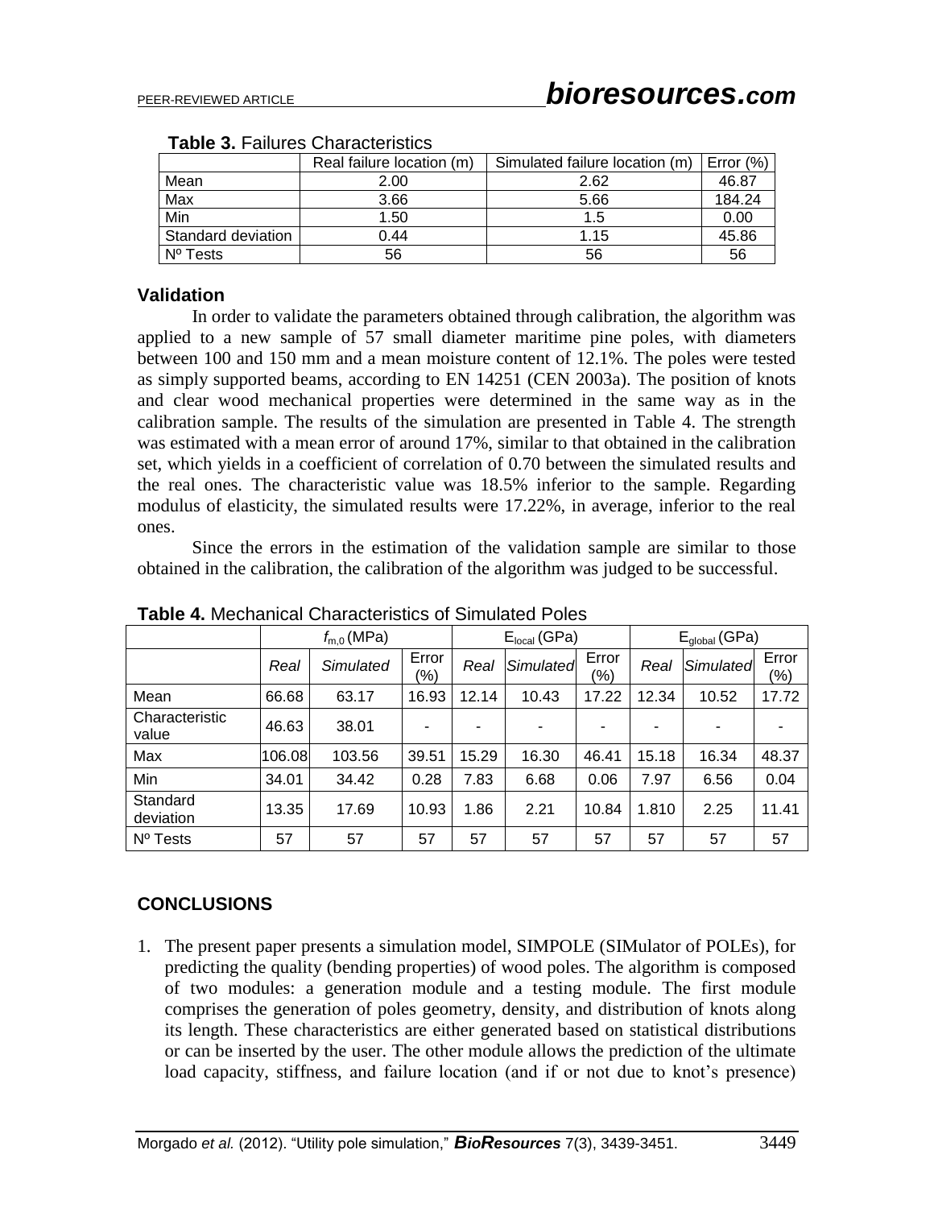**Table 3.** Failures Characteristics

| | Real failure location (m) | Simulated failure location (m) | Error (%) |
|---|---|---|---|
| Mean | 2.00 | 2.62 | 46.87 |
| Max | 3.66 | 5.66 | 184.24 |
| Min | 1.50 | 1.5 | 0.00 |
| Standard deviation | 0.44 | 1.15 | 45.86 |
| Nº Tests | 56 | 56 | 56 |

### Validation

In order to validate the parameters obtained through calibration, the algorithm was applied to a new sample of 57 small diameter maritime pine poles, with diameters between 100 and 150 mm and a mean moisture content of 12.1%. The poles were tested as simply supported beams, according to EN 14251 (CEN 2003a). The position of knots and clear wood mechanical properties were determined in the same way as in the calibration sample. The results of the simulation are presented in Table 4. The strength was estimated with a mean error of around 17%, similar to that obtained in the calibration set, which yields in a coefficient of correlation of 0.70 between the simulated results and the real ones. The characteristic value was 18.5% inferior to the sample. Regarding modulus of elasticity, the simulated results were 17.22%, in average, inferior to the real ones.

Since the errors in the estimation of the validation sample are similar to those obtained in the calibration, the calibration of the algorithm was judged to be successful.

**Table 4.** Mechanical Characteristics of Simulated Poles

| | $f_{m,0}$ (MPa) | | | $E_{local}$ (GPa) | | | $E_{global}$ (GPa) | | |
|---|---|---|---|---|---|---|---|---|---|
| | *Real* | *Simulated* | Error (%) | *Real* | *Simulated* | Error (%) | *Real* | *Simulated* | Error (%) |
| Mean | 66.68 | 63.17 | 16.93 | 12.14 | 10.43 | 17.22 | 12.34 | 10.52 | 17.72 |
| Characteristic value | 46.63 | 38.01 | - | - | - | - | - | - | - |
| Max | 106.08 | 103.56 | 39.51 | 15.29 | 16.30 | 46.41 | 15.18 | 16.34 | 48.37 |
| Min | 34.01 | 34.42 | 0.28 | 7.83 | 6.68 | 0.06 | 7.97 | 6.56 | 0.04 |
| Standard deviation | 13.35 | 17.69 | 10.93 | 1.86 | 2.21 | 10.84 | 1.810 | 2.25 | 11.41 |
| Nº Tests | 57 | 57 | 57 | 57 | 57 | 57 | 57 | 57 | 57 |

## CONCLUSIONS

1. The present paper presents a simulation model, SIMPOLE (SIMulator of POLEs), for predicting the quality (bending properties) of wood poles. The algorithm is composed of two modules: a generation module and a testing module. The first module comprises the generation of poles geometry, density, and distribution of knots along its length. These characteristics are either generated based on statistical distributions or can be inserted by the user. The other module allows the prediction of the ultimate load capacity, stiffness, and failure location (and if or not due to knot's presence)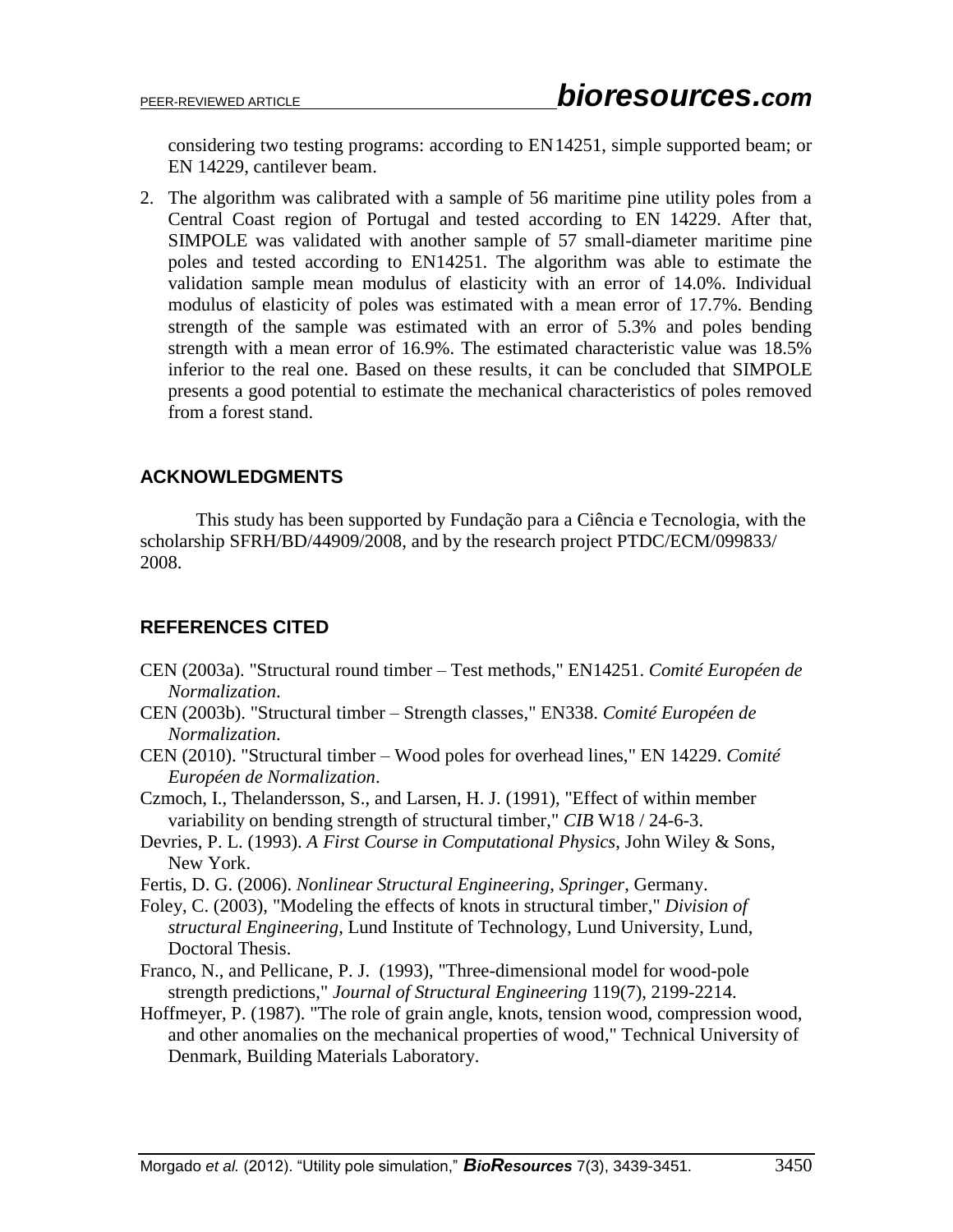considering two testing programs: according to EN14251, simple supported beam; or EN 14229, cantilever beam.

2. The algorithm was calibrated with a sample of 56 maritime pine utility poles from a Central Coast region of Portugal and tested according to EN 14229. After that, SIMPOLE was validated with another sample of 57 small-diameter maritime pine poles and tested according to EN14251. The algorithm was able to estimate the validation sample mean modulus of elasticity with an error of 14.0%. Individual modulus of elasticity of poles was estimated with a mean error of 17.7%. Bending strength of the sample was estimated with an error of 5.3% and poles bending strength with a mean error of 16.9%. The estimated characteristic value was 18.5% inferior to the real one. Based on these results, it can be concluded that SIMPOLE presents a good potential to estimate the mechanical characteristics of poles removed from a forest stand.

## ACKNOWLEDGMENTS

This study has been supported by Fundação para a Ciência e Tecnologia, with the scholarship SFRH/BD/44909/2008, and by the research project PTDC/ECM/099833/ 2008.

## REFERENCES CITED

CEN (2003a). "Structural round timber – Test methods," EN14251. *Comité Européen de Normalization*.

CEN (2003b). "Structural timber – Strength classes," EN338. *Comité Européen de Normalization*.

CEN (2010). "Structural timber – Wood poles for overhead lines," EN 14229. *Comité Européen de Normalization*.

Czmoch, I., Thelandersson, S., and Larsen, H. J. (1991), "Effect of within member variability on bending strength of structural timber," *CIB* W18 / 24-6-3.

Devries, P. L. (1993). *A First Course in Computational Physics*, John Wiley & Sons, New York.

Fertis, D. G. (2006). *Nonlinear Structural Engineering*, *Springer*, Germany.

Foley, C. (2003), "Modeling the effects of knots in structural timber," *Division of structural Engineering*, Lund Institute of Technology, Lund University, Lund, Doctoral Thesis.

Franco, N., and Pellicane, P. J. (1993), "Three-dimensional model for wood-pole strength predictions," *Journal of Structural Engineering* 119(7), 2199-2214.

Hoffmeyer, P. (1987). "The role of grain angle, knots, tension wood, compression wood, and other anomalies on the mechanical properties of wood," Technical University of Denmark, Building Materials Laboratory.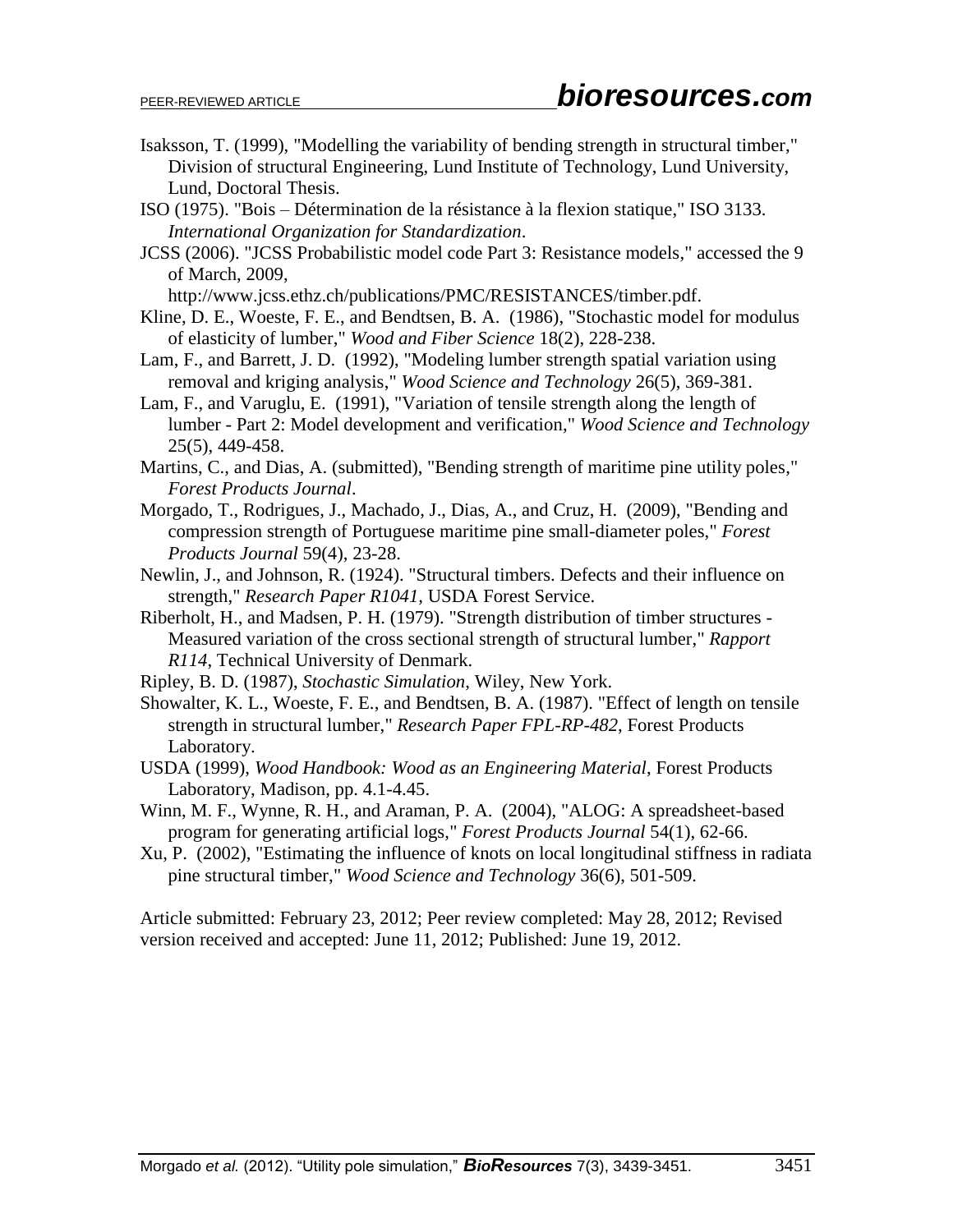Isaksson, T. (1999), "Modelling the variability of bending strength in structural timber," Division of structural Engineering, Lund Institute of Technology, Lund University, Lund, Doctoral Thesis.

ISO (1975). "Bois – Détermination de la résistance à la flexion statique," ISO 3133. *International Organization for Standardization*.

JCSS (2006). "JCSS Probabilistic model code Part 3: Resistance models," accessed the 9 of March, 2009, http://www.jcss.ethz.ch/publications/PMC/RESISTANCES/timber.pdf.

Kline, D. E., Woeste, F. E., and Bendtsen, B. A. (1986), "Stochastic model for modulus of elasticity of lumber," *Wood and Fiber Science* 18(2), 228-238.

Lam, F., and Barrett, J. D. (1992), "Modeling lumber strength spatial variation using removal and kriging analysis," *Wood Science and Technology* 26(5), 369-381.

Lam, F., and Varuglu, E. (1991), "Variation of tensile strength along the length of lumber - Part 2: Model development and verification," *Wood Science and Technology* 25(5), 449-458.

Martins, C., and Dias, A. (submitted), "Bending strength of maritime pine utility poles," *Forest Products Journal*.

Morgado, T., Rodrigues, J., Machado, J., Dias, A., and Cruz, H. (2009), "Bending and compression strength of Portuguese maritime pine small-diameter poles," *Forest Products Journal* 59(4), 23-28.

Newlin, J., and Johnson, R. (1924). "Structural timbers. Defects and their influence on strength," *Research Paper R1041,* USDA Forest Service.

Riberholt, H., and Madsen, P. H. (1979). "Strength distribution of timber structures - Measured variation of the cross sectional strength of structural lumber," *Rapport R114*, Technical University of Denmark.

Ripley, B. D. (1987), *Stochastic Simulation*, Wiley, New York.

Showalter, K. L., Woeste, F. E., and Bendtsen, B. A. (1987). "Effect of length on tensile strength in structural lumber," *Research Paper FPL-RP-482*, Forest Products Laboratory.

USDA (1999), *Wood Handbook: Wood as an Engineering Material*, Forest Products Laboratory, Madison, pp. 4.1-4.45.

Winn, M. F., Wynne, R. H., and Araman, P. A. (2004), "ALOG: A spreadsheet-based program for generating artificial logs," *Forest Products Journal* 54(1), 62-66.

Xu, P. (2002), "Estimating the influence of knots on local longitudinal stiffness in radiata pine structural timber," *Wood Science and Technology* 36(6), 501-509.

Article submitted: February 23, 2012; Peer review completed: May 28, 2012; Revised version received and accepted: June 11, 2012; Published: June 19, 2012.